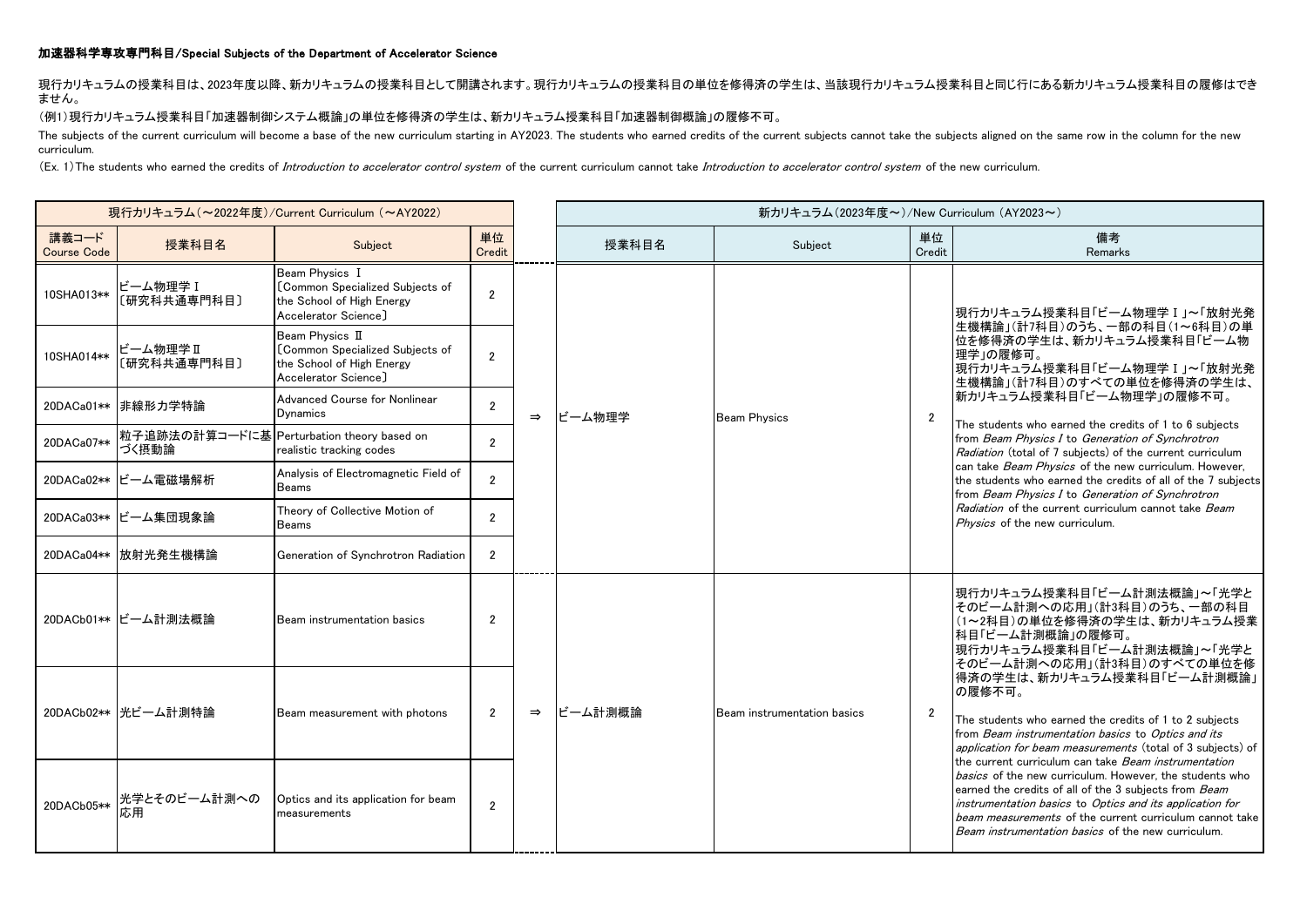## 加速器科学専攻専門科目/Special Subjects of the Department of Accelerator Science

現行カリキュラムの授業科目は、2023年度以降、新カリキュラムの授業科目として開講されます。現行カリキュラムの授業科目の単位を修得済の学生は、当該現行カリキュラム授業科目と同じ行にある新カリキュラム授業科目の履修はできません。

（例1）現行カリキュラム授業科目「加速器制御システム概論」の単位を修得済の学生は、新カリキュラム授業科目「加速器制御概論」の履修不可。

The subjects of the current curriculum will become a base of the new curriculum starting in AY2023. The students who earned credits of the current subjects cannot take the subjects aligned on the same row in the column for the new curriculum.

(Ex. 1) The students who earned the credits of *Introduction to accelerator control system* of the current curriculum cannot take *Introduction to accelerator control system* of the new curriculum.

| 現行カリキュラム（～2022年度）/Current Curriculum (～AY2022) | | | | | 新カリキュラム（2023年度～）/New Curriculum (AY2023～) | | | |
|---|---|---|---|---|---|---|---|---|
| 講義コード Course Code | 授業科目名 | Subject | 単位 Credit | | 授業科目名 | Subject | 単位 Credit | 備考 Remarks |
| 10SHA013** | ビーム物理学Ⅰ ［研究科共通専門科目］ | Beam Physics Ⅰ ［Common Specialized Subjects of the School of High Energy Accelerator Science］ | 2 | ⇒ | ビーム物理学 | Beam Physics | 2 | 現行カリキュラム授業科目「ビーム物理学Ⅰ」～「放射光発生機構論」（計7科目）のうち、一部の科目（1～6科目）の単位を修得済の学生は、新カリキュラム授業科目「ビーム物理学」の履修可。 現行カリキュラム授業科目「ビーム物理学Ⅰ」～「放射光発生機構論」（計7科目）のすべての単位を修得済の学生は、新カリキュラム授業科目「ビーム物理学」の履修不可。 The students who earned the credits of 1 to 6 subjects from *Beam Physics I* to *Generation of Synchrotron Radiation* (total of 7 subjects) of the current curriculum can take *Beam Physics* of the new curriculum. However, the students who earned the credits of all of the 7 subjects from *Beam Physics I* to *Generation of Synchrotron Radiation* of the current curriculum cannot take *Beam Physics* of the new curriculum. |
| 10SHA014** | ビーム物理学Ⅱ ［研究科共通専門科目］ | Beam Physics Ⅱ ［Common Specialized Subjects of the School of High Energy Accelerator Science］ | 2 | | | | | |
| 20DACa01** | 非線形力学特論 | Advanced Course for Nonlinear Dynamics | 2 | | | | | |
| 20DACa07** | 粒子追跡法の計算コードに基づく摂動論 | Perturbation theory based on realistic tracking codes | 2 | | | | | |
| 20DACa02** | ビーム電磁場解析 | Analysis of Electromagnetic Field of Beams | 2 | | | | | |
| 20DACa03** | ビーム集団現象論 | Theory of Collective Motion of Beams | 2 | | | | | |
| 20DACa04** | 放射光発生機構論 | Generation of Synchrotron Radiation | 2 | | | | | |
| 20DACb01** | ビーム計測法概論 | Beam instrumentation basics | 2 | ⇒ | ビーム計測概論 | Beam instrumentation basics | 2 | 現行カリキュラム授業科目「ビーム計測法概論」～「光学とそのビーム計測への応用」（計3科目）のうち、一部の科目（1～2科目）の単位を修得済の学生は、新カリキュラム授業科目「ビーム計測概論」の履修可。 現行カリキュラム授業科目「ビーム計測法概論」～「光学とそのビーム計測への応用」（計3科目）のすべての単位を修得済の学生は、新カリキュラム授業科目「ビーム計測概論」の履修不可。 The students who earned the credits of 1 to 2 subjects from *Beam instrumentation basics* to *Optics and its application for beam measurements* (total of 3 subjects) of the current curriculum can take *Beam instrumentation basics* of the new curriculum. However, the students who earned the credits of all of the 3 subjects from *Beam instrumentation basics* to *Optics and its application for beam measurements* of the current curriculum cannot take *Beam instrumentation basics* of the new curriculum. |
| 20DACb02** | 光ビーム計測特論 | Beam measurement with photons | 2 | | | | | |
| 20DACb05** | 光学とそのビーム計測への応用 | Optics and its application for beam measurements | 2 | | | | | |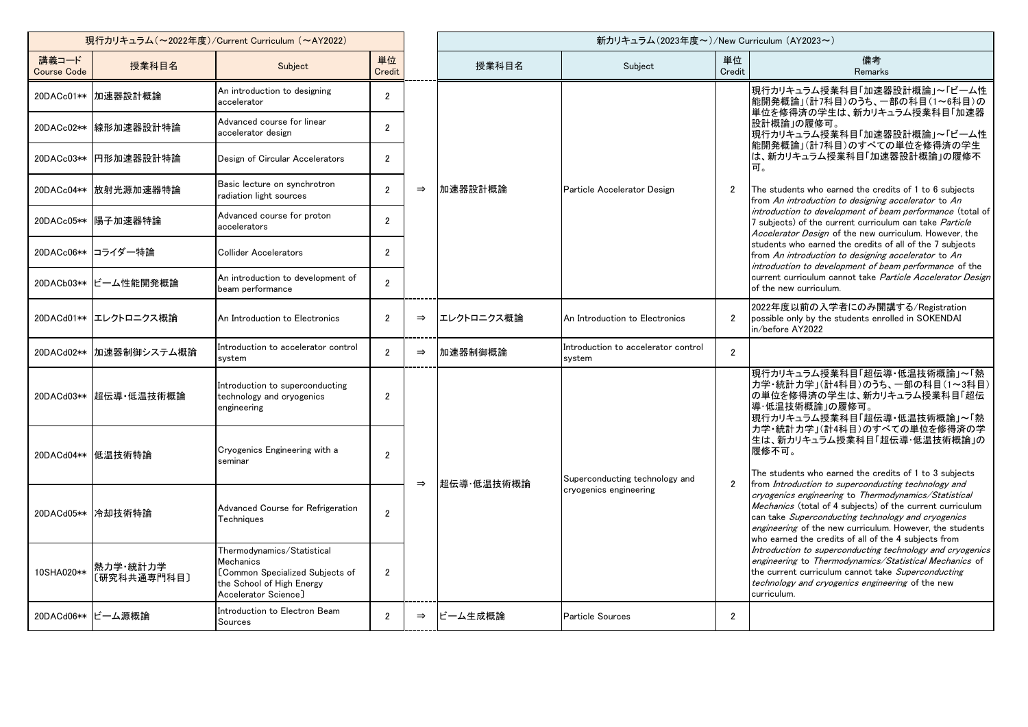| 現行カリキュラム（～2022年度）/Current Curriculum （～AY2022） | | | | | 新カリキュラム（2023年度～）/New Curriculum （AY2023～） | | | |
|---|---|---|---|---|---|---|---|---|
| 講義コード Course Code | 授業科目名 | Subject | 単位 Credit | | 授業科目名 | Subject | 単位 Credit | 備考 Remarks |
| 20DACc01** | 加速器設計概論 | An introduction to designing accelerator | 2 | ⇒ | 加速器設計概論 | Particle Accelerator Design | 2 | 現行カリキュラム授業科目「加速器設計概論」～「ビーム性能開発概論」（計7科目）のうち、一部の科目（1～6科目）の単位を修得済の学生は、新カリキュラム授業科目「加速器設計概論」の履修可。<br>現行カリキュラム授業科目「加速器設計概論」～「ビーム性能開発概論」（計7科目）のすべての単位を修得済の学生は、新カリキュラム授業科目「加速器設計概論」の履修不可。<br><br>The students who earned the credits of 1 to 6 subjects from *An introduction to designing accelerator* to *An introduction to development of beam performance* (total of 7 subjects) of the current curriculum can take *Particle Accelerator Design* of the new curriculum. However, the students who earned the credits of all of the 7 subjects from *An introduction to designing accelerator* to *An introduction to development of beam performance* of the current curriculum cannot take *Particle Accelerator Design* of the new curriculum. |
| 20DACc02** | 線形加速器設計特論 | Advanced course for linear accelerator design | 2 | | | | | |
| 20DACc03** | 円形加速器設計特論 | Design of Circular Accelerators | 2 | | | | | |
| 20DACc04** | 放射光源加速器特論 | Basic lecture on synchrotron radiation light sources | 2 | | | | | |
| 20DACc05** | 陽子加速器特論 | Advanced course for proton accelerators | 2 | | | | | |
| 20DACc06** | コライダー特論 | Collider Accelerators | 2 | | | | | |
| 20DACb03** | ビーム性能開発概論 | An introduction to development of beam performance | 2 | | | | | |
| 20DACd01** | エレクトロニクス概論 | An Introduction to Electronics | 2 | ⇒ | エレクトロニクス概論 | An Introduction to Electronics | 2 | 2022年度以前の入学者にのみ開講する/Registration possible only by the students enrolled in SOKENDAI in/before AY2022 |
| 20DACd02** | 加速器制御システム概論 | Introduction to accelerator control system | 2 | ⇒ | 加速器制御概論 | Introduction to accelerator control system | 2 | |
| 20DACd03** | 超伝導・低温技術概論 | Introduction to superconducting technology and cryogenics engineering | 2 | ⇒ | 超伝導・低温技術概論 | Superconducting technology and cryogenics engineering | 2 | 現行カリキュラム授業科目「超伝導・低温技術概論」～「熱力学・統計力学」（計4科目）のうち、一部の科目（1～3科目）の単位を修得済の学生は、新カリキュラム授業科目「超伝導・低温技術概論」の履修可。<br>現行カリキュラム授業科目「超伝導・低温技術概論」～「熱力学・統計力学」（計4科目）のすべての単位を修得済の学生は、新カリキュラム授業科目「超伝導・低温技術概論」の履修不可。<br><br>The students who earned the credits of 1 to 3 subjects from *Introduction to superconducting technology and cryogenics engineering* to *Thermodynamics/Statistical Mechanics* (total of 4 subjects) of the current curriculum can take *Superconducting technology and cryogenics engineering* of the new curriculum. However, the students who earned the credits of all of the 4 subjects from *Introduction to superconducting technology and cryogenics engineering* to *Thermodynamics/Statistical Mechanics* of the current curriculum cannot take *Superconducting technology and cryogenics engineering* of the new curriculum. |
| 20DACd04** | 低温技術特論 | Cryogenics Engineering with a seminar | 2 | | | | | |
| 20DACd05** | 冷却技術特論 | Advanced Course for Refrigeration Techniques | 2 | | | | | |
| 10SHA020** | 熱力学・統計力学〔研究科共通専門科目〕 | Thermodynamics/Statistical Mechanics 〔Common Specialized Subjects of the School of High Energy Accelerator Science〕 | 2 | | | | | |
| 20DACd06** | ビーム源概論 | Introduction to Electron Beam Sources | 2 | ⇒ | ビーム生成概論 | Particle Sources | 2 | |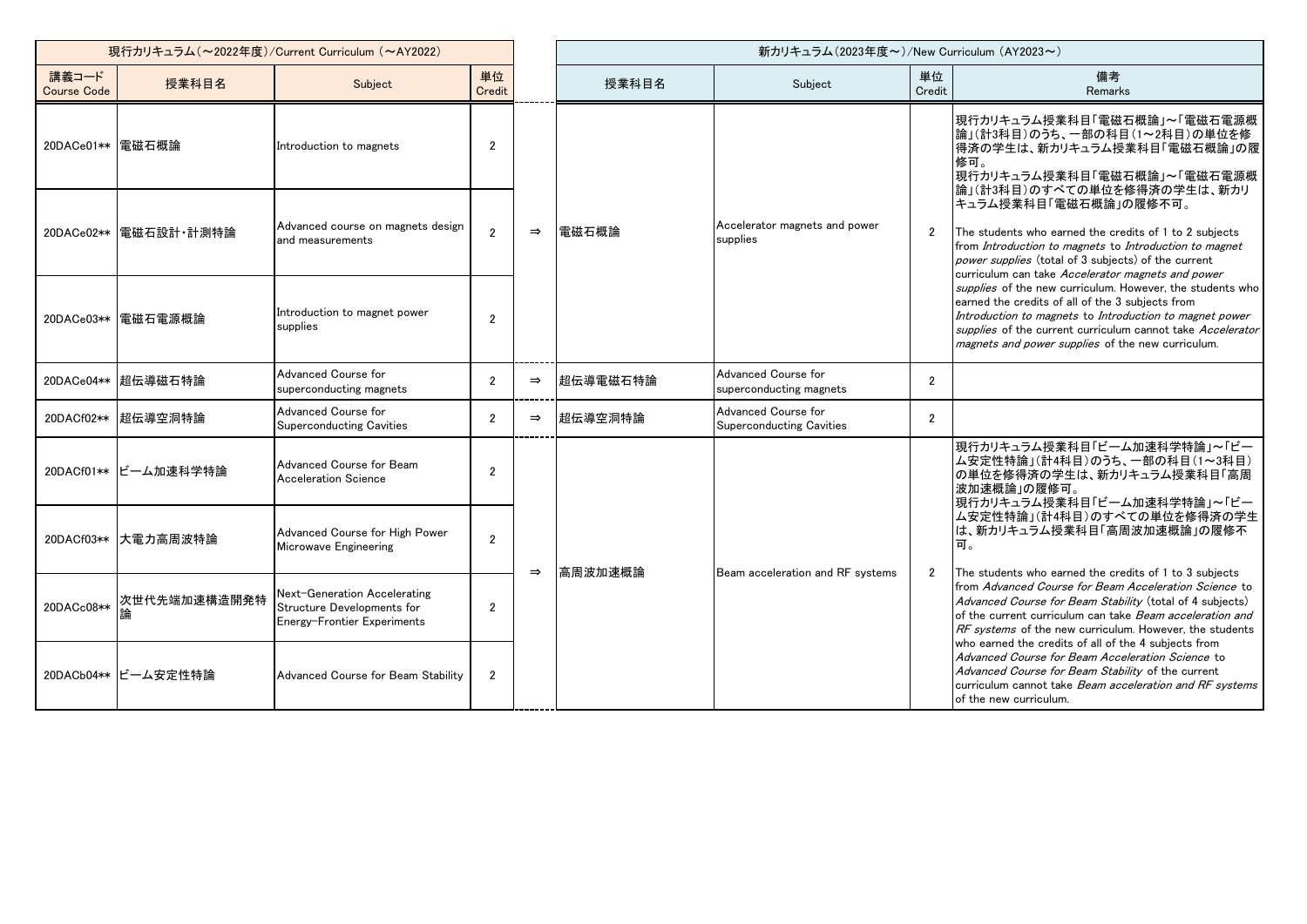| 現行カリキュラム（～2022年度）/Current Curriculum（～AY2022） | | | | | 新カリキュラム（2023年度～）/New Curriculum（AY2023～） | | | |
|---|---|---|---|---|---|---|---|---|
| 講義コード Course Code | 授業科目名 | Subject | 単位 Credit | | 授業科目名 | Subject | 単位 Credit | 備考 Remarks |
| 20DACe01** | 電磁石概論 | Introduction to magnets | 2 | ⇒ | 電磁石概論 | Accelerator magnets and power supplies | 2 | 現行カリキュラム授業科目「電磁石概論」～「電磁石電源概論」（計3科目）のうち、一部の科目（1～2科目）の単位を修得済の学生は、新カリキュラム授業科目「電磁石概論」の履修可。現行カリキュラム授業科目「電磁石概論」～「電磁石電源概論」（計3科目）のすべての単位を修得済の学生は、新カリキュラム授業科目「電磁石概論」の履修不可。<br>The students who earned the credits of 1 to 2 subjects from *Introduction to magnets* to *Introduction to magnet power supplies* (total of 3 subjects) of the current curriculum can take *Accelerator magnets and power supplies* of the new curriculum. However, the students who earned the credits of all of the 3 subjects from *Introduction to magnets* to *Introduction to magnet power supplies* of the current curriculum cannot take *Accelerator magnets and power supplies* of the new curriculum. |
| 20DACe02** | 電磁石設計・計測特論 | Advanced course on magnets design and measurements | 2 | | | | | |
| 20DACe03** | 電磁石電源概論 | Introduction to magnet power supplies | 2 | | | | | |
| 20DACe04** | 超伝導磁石特論 | Advanced Course for superconducting magnets | 2 | ⇒ | 超伝導電磁石特論 | Advanced Course for superconducting magnets | 2 | |
| 20DACf02** | 超伝導空洞特論 | Advanced Course for Superconducting Cavities | 2 | ⇒ | 超伝導空洞特論 | Advanced Course for Superconducting Cavities | 2 | |
| 20DACf01** | ビーム加速科学特論 | Advanced Course for Beam Acceleration Science | 2 | ⇒ | 高周波加速概論 | Beam acceleration and RF systems | 2 | 現行カリキュラム授業科目「ビーム加速科学特論」～「ビーム安定性特論」（計4科目）のうち、一部の科目（1～3科目）の単位を修得済の学生は、新カリキュラム授業科目「高周波加速概論」の履修可。現行カリキュラム授業科目「ビーム加速科学特論」～「ビーム安定性特論」（計4科目）のすべての単位を修得済の学生は、新カリキュラム授業科目「高周波加速概論」の履修不可。<br>The students who earned the credits of 1 to 3 subjects from *Advanced Course for Beam Acceleration Science* to *Advanced Course for Beam Stability* (total of 4 subjects) of the current curriculum can take *Beam acceleration and RF systems* of the new curriculum. However, the students who earned the credits of all of the 4 subjects from *Advanced Course for Beam Acceleration Science* to *Advanced Course for Beam Stability* of the current curriculum cannot take *Beam acceleration and RF systems* of the new curriculum. |
| 20DACf03** | 大電力高周波特論 | Advanced Course for High Power Microwave Engineering | 2 | | | | | |
| 20DACc08** | 次世代先端加速構造開発特論 | Next-Generation Accelerating Structure Developments for Energy-Frontier Experiments | 2 | | | | | |
| 20DACb04** | ビーム安定性特論 | Advanced Course for Beam Stability | 2 | | | | | |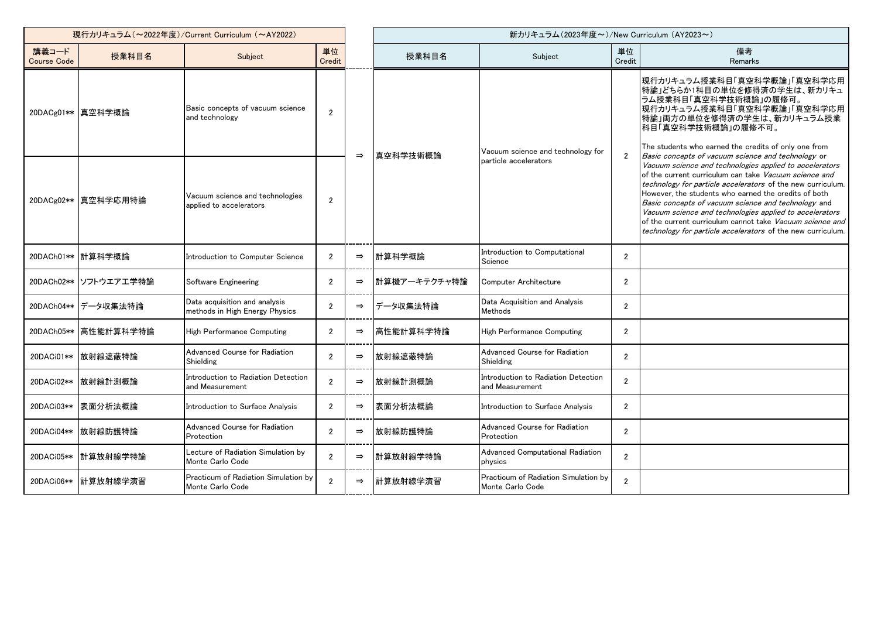| 現行カリキュラム（～2022年度）/Current Curriculum（～AY2022） | | | | | 新カリキュラム（2023年度～）/New Curriculum（AY2023～） | | | |
|---|---|---|---|---|---|---|---|---|
| 講義コード<br>Course Code | 授業科目名 | Subject | 単位<br>Credit | | 授業科目名 | Subject | 単位<br>Credit | 備考<br>Remarks |
| 20DACg01** | 真空科学概論 | Basic concepts of vacuum science and technology | 2 | ⇒ | 真空科学技術概論 | Vacuum science and technology for particle accelerators | 2 | 現行カリキュラム授業科目「真空科学概論」「真空科学応用特論」どちらか1科目の単位を修得済の学生は、新カリキュラム授業科目「真空科学技術概論」の履修可。<br>現行カリキュラム授業科目「真空科学概論」「真空科学応用特論」両方の単位を修得済の学生は、新カリキュラム授業科目「真空科学技術概論」の履修不可。<br><br>The students who earned the credits of only one from *Basic concepts of vacuum science and technology* or *Vacuum science and technologies applied to accelerators* of the current curriculum can take *Vacuum science and technology for particle accelerators* of the new curriculum. However, the students who earned the credits of both *Basic concepts of vacuum science and technology* and *Vacuum science and technologies applied to accelerators* of the current curriculum cannot take *Vacuum science and technology for particle accelerators* of the new curriculum. |
| 20DACg02** | 真空科学応用特論 | Vacuum science and technologies applied to accelerators | 2 | | | | | |
| 20DACh01** | 計算科学概論 | Introduction to Computer Science | 2 | ⇒ | 計算科学概論 | Introduction to Computational Science | 2 | |
| 20DACh02** | ソフトウエアエ学特論 | Software Engineering | 2 | ⇒ | 計算機アーキテクチャ特論 | Computer Architecture | 2 | |
| 20DACh04** | データ収集法特論 | Data acquisition and analysis methods in High Energy Physics | 2 | ⇒ | データ収集法特論 | Data Acquisition and Analysis Methods | 2 | |
| 20DACh05** | 高性能計算科学特論 | High Performance Computing | 2 | ⇒ | 高性能計算科学特論 | High Performance Computing | 2 | |
| 20DACi01** | 放射線遮蔽特論 | Advanced Course for Radiation Shielding | 2 | ⇒ | 放射線遮蔽特論 | Advanced Course for Radiation Shielding | 2 | |
| 20DACi02** | 放射線計測概論 | Introduction to Radiation Detection and Measurement | 2 | ⇒ | 放射線計測概論 | Introduction to Radiation Detection and Measurement | 2 | |
| 20DACi03** | 表面分析法概論 | Introduction to Surface Analysis | 2 | ⇒ | 表面分析法概論 | Introduction to Surface Analysis | 2 | |
| 20DACi04** | 放射線防護特論 | Advanced Course for Radiation Protection | 2 | ⇒ | 放射線防護特論 | Advanced Course for Radiation Protection | 2 | |
| 20DACi05** | 計算放射線学特論 | Lecture of Radiation Simulation by Monte Carlo Code | 2 | ⇒ | 計算放射線学特論 | Advanced Computational Radiation physics | 2 | |
| 20DACi06** | 計算放射線学演習 | Practicum of Radiation Simulation by Monte Carlo Code | 2 | ⇒ | 計算放射線学演習 | Practicum of Radiation Simulation by Monte Carlo Code | 2 | |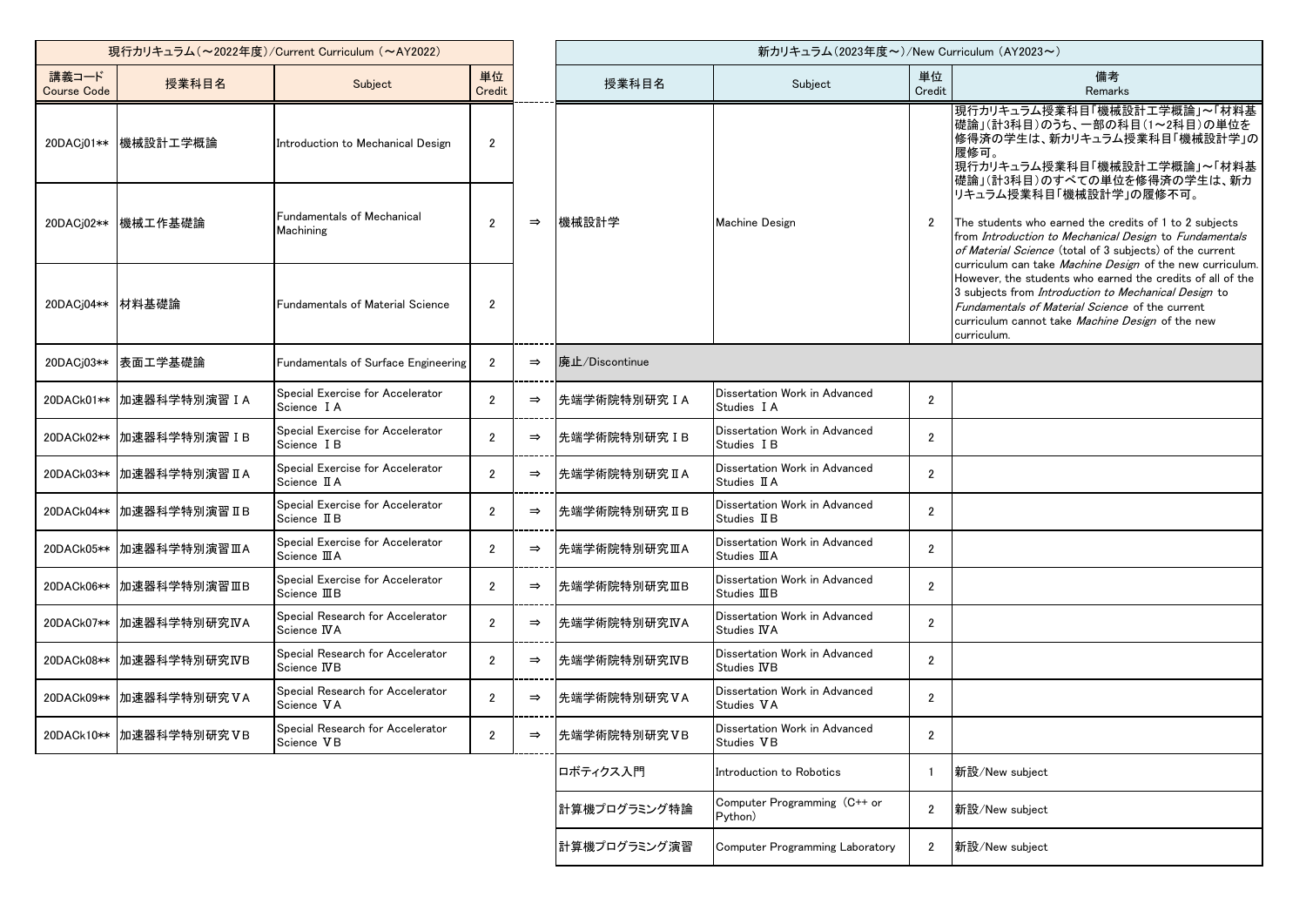| 現行カリキュラム（～2022年度）/Current Curriculum （～AY2022） | | | | | 新カリキュラム（2023年度～）/New Curriculum （AY2023～） | | | |
|---|---|---|---|---|---|---|---|---|
| 講義コード Course Code | 授業科目名 | Subject | 単位 Credit | | 授業科目名 | Subject | 単位 Credit | 備考 Remarks |
| 20DACj01** | 機械設計工学概論 | Introduction to Mechanical Design | 2 | ⇒ | 機械設計学 | Machine Design | 2 | 現行カリキュラム授業科目「機械設計工学概論」～「材料基礎論」（計3科目）のうち、一部の科目（1～2科目）の単位を修得済の学生は、新カリキュラム授業科目「機械設計学」の履修可。現行カリキュラム授業科目「機械設計工学概論」～「材料基礎論」（計3科目）のすべての単位を修得済の学生は、新カリキュラム授業科目「機械設計学」の履修不可。 The students who earned the credits of 1 to 2 subjects from *Introduction to Mechanical Design* to *Fundamentals of Material Science* (total of 3 subjects) of the current curriculum can take *Machine Design* of the new curriculum. However, the students who earned the credits of all of the 3 subjects from *Introduction to Mechanical Design* to *Fundamentals of Material Science* of the current curriculum cannot take *Machine Design* of the new curriculum. |
| 20DACj02** | 機械工作基礎論 | Fundamentals of Mechanical Machining | 2 | | | | | |
| 20DACj04** | 材料基礎論 | Fundamentals of Material Science | 2 | | | | | |
| 20DACj03** | 表面工学基礎論 | Fundamentals of Surface Engineering | 2 | ⇒ | 廃止/Discontinue | | | |
| 20DACk01** | 加速器科学特別演習ⅠA | Special Exercise for Accelerator Science ⅠA | 2 | ⇒ | 先端学術院特別研究ⅠA | Dissertation Work in Advanced Studies ⅠA | 2 | |
| 20DACk02** | 加速器科学特別演習ⅠB | Special Exercise for Accelerator Science ⅠB | 2 | ⇒ | 先端学術院特別研究ⅠB | Dissertation Work in Advanced Studies ⅠB | 2 | |
| 20DACk03** | 加速器科学特別演習ⅡA | Special Exercise for Accelerator Science ⅡA | 2 | ⇒ | 先端学術院特別研究ⅡA | Dissertation Work in Advanced Studies ⅡA | 2 | |
| 20DACk04** | 加速器科学特別演習ⅡB | Special Exercise for Accelerator Science ⅡB | 2 | ⇒ | 先端学術院特別研究ⅡB | Dissertation Work in Advanced Studies ⅡB | 2 | |
| 20DACk05** | 加速器科学特別演習ⅢA | Special Exercise for Accelerator Science ⅢA | 2 | ⇒ | 先端学術院特別研究ⅢA | Dissertation Work in Advanced Studies ⅢA | 2 | |
| 20DACk06** | 加速器科学特別演習ⅢB | Special Exercise for Accelerator Science ⅢB | 2 | ⇒ | 先端学術院特別研究ⅢB | Dissertation Work in Advanced Studies ⅢB | 2 | |
| 20DACk07** | 加速器科学特別研究ⅣA | Special Research for Accelerator Science ⅣA | 2 | ⇒ | 先端学術院特別研究ⅣA | Dissertation Work in Advanced Studies ⅣA | 2 | |
| 20DACk08** | 加速器科学特別研究ⅣB | Special Research for Accelerator Science ⅣB | 2 | ⇒ | 先端学術院特別研究ⅣB | Dissertation Work in Advanced Studies ⅣB | 2 | |
| 20DACk09** | 加速器科学特別研究ⅤA | Special Research for Accelerator Science ⅤA | 2 | ⇒ | 先端学術院特別研究ⅤA | Dissertation Work in Advanced Studies ⅤA | 2 | |
| 20DACk10** | 加速器科学特別研究ⅤB | Special Research for Accelerator Science ⅤB | 2 | ⇒ | 先端学術院特別研究ⅤB | Dissertation Work in Advanced Studies ⅤB | 2 | |
| | | | | | ロボティクス入門 | Introduction to Robotics | 1 | 新設/New subject |
| | | | | | 計算機プログラミング特論 | Computer Programming （C++ or Python） | 2 | 新設/New subject |
| | | | | | 計算機プログラミング演習 | Computer Programming Laboratory | 2 | 新設/New subject |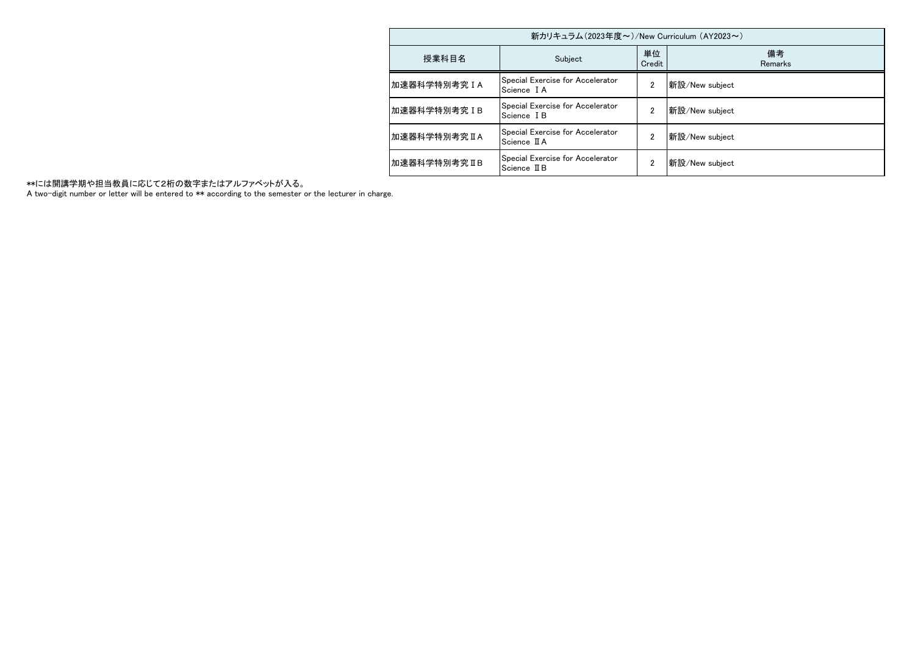| 新カリキュラム（2023年度～）/New Curriculum （AY2023～） | | | |
|---|---|---|---|
| 授業科目名 | Subject | 単位 Credit | 備考 Remarks |
| 加速器科学特別考究ⅠA | Special Exercise for Accelerator Science ⅠA | 2 | 新設/New subject |
| 加速器科学特別考究ⅠB | Special Exercise for Accelerator Science ⅠB | 2 | 新設/New subject |
| 加速器科学特別考究ⅡA | Special Exercise for Accelerator Science ⅡA | 2 | 新設/New subject |
| 加速器科学特別考究ⅡB | Special Exercise for Accelerator Science ⅡB | 2 | 新設/New subject |

**には開講学期や担当教員に応じて2桁の数字またはアルファベットが入る。
A two-digit number or letter will be entered to ** according to the semester or the lecturer in charge.